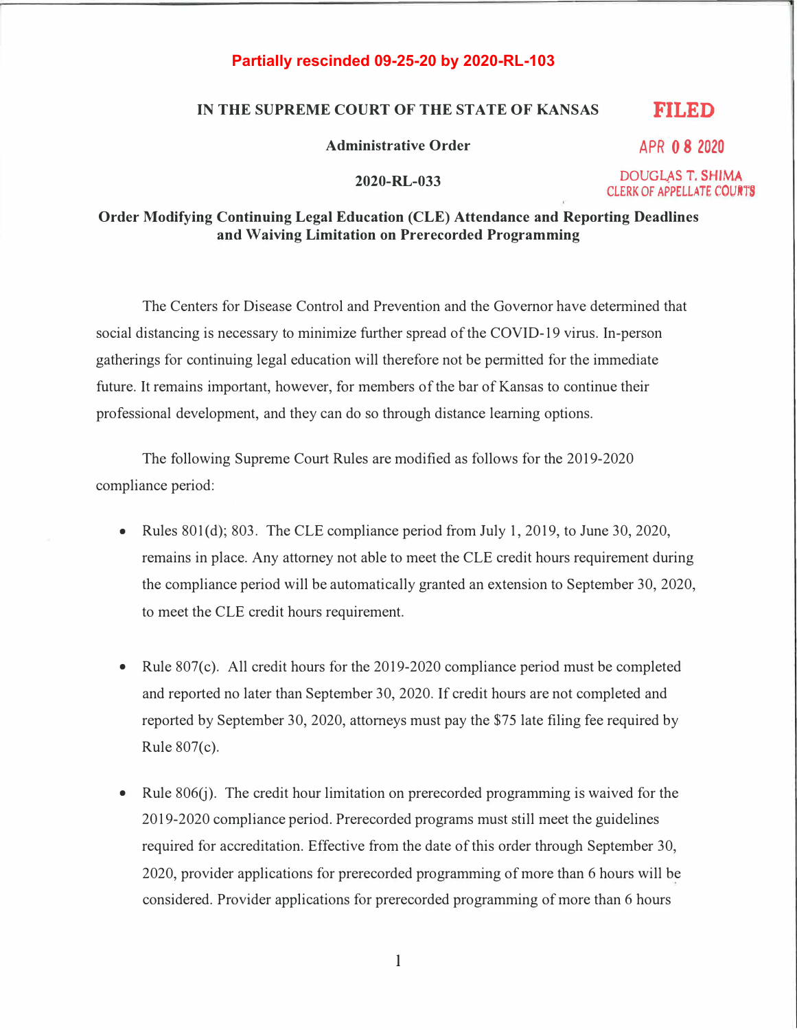**Partially rescinded 09-25-20 by 2020-RL-103**

IN THE SUPREME COURT OF THE STATE OF KANSAS

FILED
APR 08 2020
DOUGLAS T. SHIMA
CLERK OF APPELLATE COURTS

**Administrative Order**

**2020-RL-033**

# Order Modifying Continuing Legal Education (CLE) Attendance and Reporting Deadlines and Waiving Limitation on Prerecorded Programming

The Centers for Disease Control and Prevention and the Governor have determined that social distancing is necessary to minimize further spread of the COVID-19 virus. In-person gatherings for continuing legal education will therefore not be permitted for the immediate future. It remains important, however, for members of the bar of Kansas to continue their professional development, and they can do so through distance learning options.

The following Supreme Court Rules are modified as follows for the 2019-2020 compliance period:

- Rules 801(d); 803. The CLE compliance period from July 1, 2019, to June 30, 2020, remains in place. Any attorney not able to meet the CLE credit hours requirement during the compliance period will be automatically granted an extension to September 30, 2020, to meet the CLE credit hours requirement.

- Rule 807(c). All credit hours for the 2019-2020 compliance period must be completed and reported no later than September 30, 2020. If credit hours are not completed and reported by September 30, 2020, attorneys must pay the $75 late filing fee required by Rule 807(c).

- Rule 806(j). The credit hour limitation on prerecorded programming is waived for the 2019-2020 compliance period. Prerecorded programs must still meet the guidelines required for accreditation. Effective from the date of this order through September 30, 2020, provider applications for prerecorded programming of more than 6 hours will be considered. Provider applications for prerecorded programming of more than 6 hours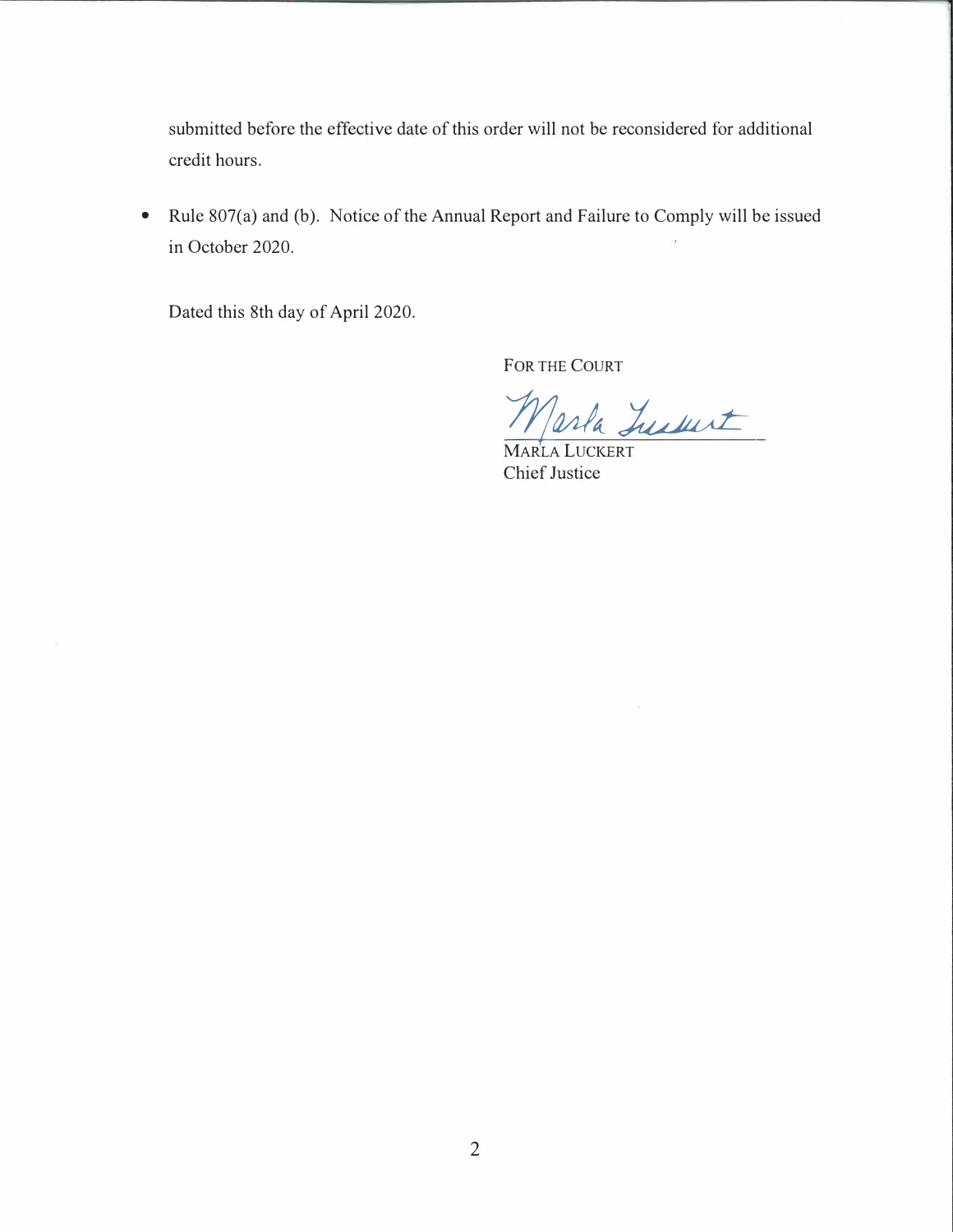submitted before the effective date of this order will not be reconsidered for additional credit hours.

- Rule 807(a) and (b). Notice of the Annual Report and Failure to Comply will be issued in October 2020.

Dated this 8th day of April 2020.

FOR THE COURT

MARLA LUCKERT
Chief Justice